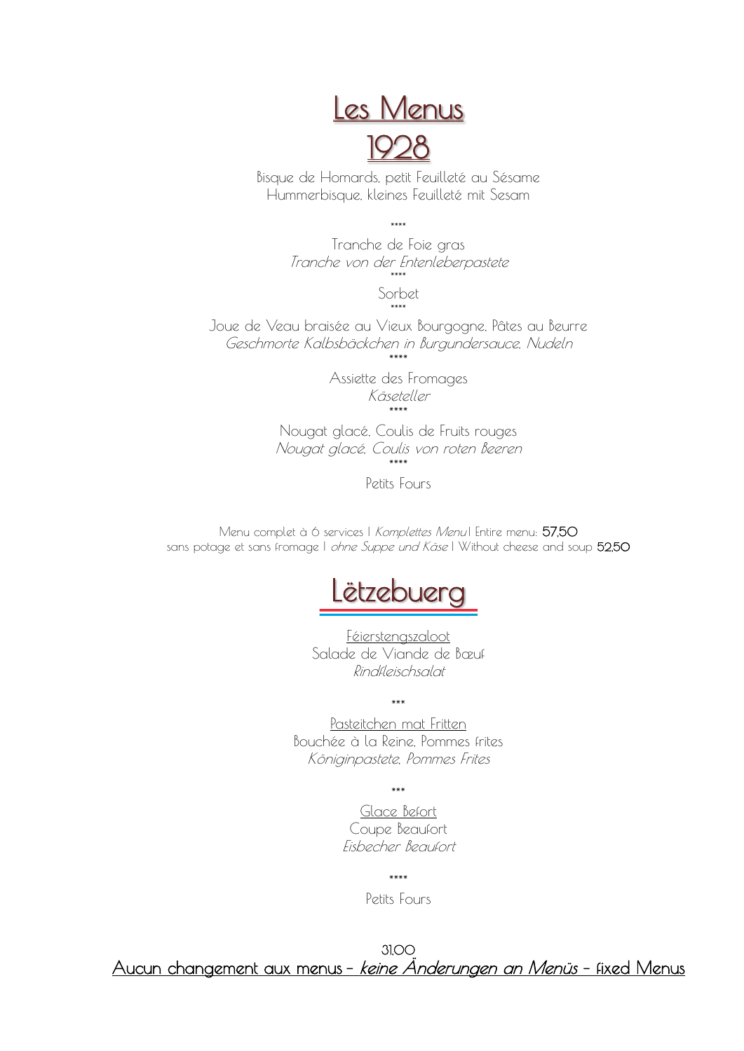# Les Menus

## 1928

Bisque de Homards, petit Feuilleté au Sésame
Hummerbisque, kleines Feuilleté mit Sesam

\*\*\*\*

Tranche de Foie gras
*Tranche von der Entenleberpastete*

\*\*\*\*

Sorbet

\*\*\*\*

Joue de Veau braisée au Vieux Bourgogne, Pâtes au Beurre
*Geschmorte Kalbsbäckchen in Burgundersauce, Nudeln*

\*\*\*\*

Assiette des Fromages
*Käseteller*

\*\*\*\*

Nougat glacé, Coulis de Fruits rouges
*Nougat glacé, Coulis von roten Beeren*

\*\*\*\*

Petits Fours

Menu complet à 6 services | *Komplettes Menu* | Entire menu: **57,50**
sans potage et sans fromage | *ohne Suppe und Käse* | Without cheese and soup **52,50**

## Lëtzebuerg

Féierstengszaloot
Salade de Viande de Bœuf
*Rindfleischsalat*

\*\*\*

Pasteitchen mat Fritten
Bouchée à la Reine, Pommes frites
*Königinpastete, Pommes Frites*

\*\*\*

Glace Befort
Coupe Beaufort
*Eisbecher Beaufort*

\*\*\*\*

Petits Fours

31,00

Aucun changement aux menus – *keine Änderungen an Menüs* – fixed Menus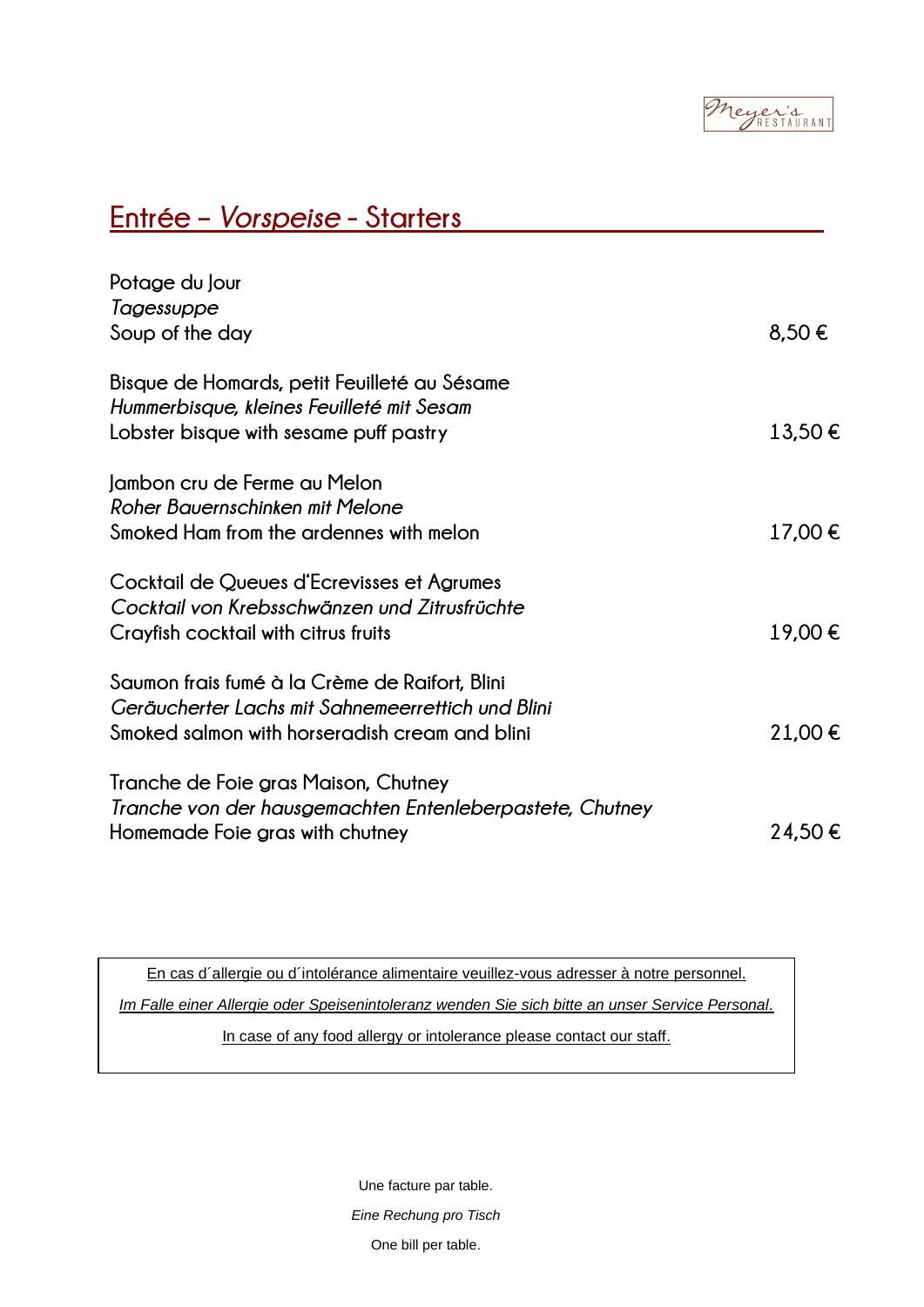Meyer's RESTAURANT

# Entrée – *Vorspeise* - Starters

Potage du Jour
*Tagessuppe*
Soup of the day — 8,50 €

Bisque de Homards, petit Feuilleté au Sésame
*Hummerbisque, kleines Feuilleté mit Sesam*
Lobster bisque with sesame puff pastry — 13,50 €

Jambon cru de Ferme au Melon
*Roher Bauernschinken mit Melone*
Smoked Ham from the ardennes with melon — 17,00 €

Cocktail de Queues d'Ecrevisses et Agrumes
*Cocktail von Krebsschwänzen und Zitrusfrüchte*
Crayfish cocktail with citrus fruits — 19,00 €

Saumon frais fumé à la Crème de Raifort, Blini
*Geräucherter Lachs mit Sahnemeerrettich und Blini*
Smoked salmon with horseradish cream and blini — 21,00 €

Tranche de Foie gras Maison, Chutney
*Tranche von der hausgemachten Entenleberpastete, Chutney*
Homemade Foie gras with chutney — 24,50 €

En cas d´allergie ou d´intolérance alimentaire veuillez-vous adresser à notre personnel.

*Im Falle einer Allergie oder Speisenintoleranz wenden Sie sich bitte an unser Service Personal.*

In case of any food allergy or intolerance please contact our staff.

Une facture par table.

*Eine Rechung pro Tisch*

One bill per table.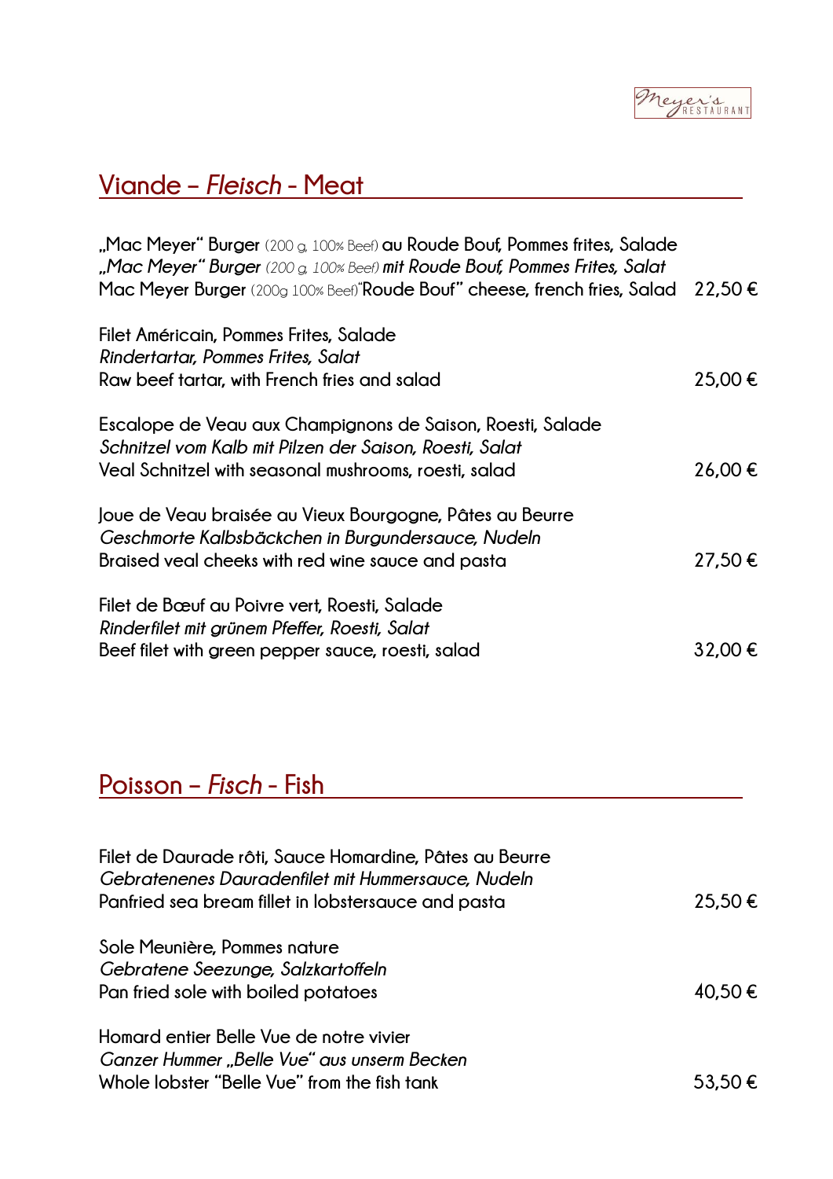## Viande – *Fleisch* - Meat

„Mac Meyer" Burger (200 g, 100% Beef) au Roude Bouf, Pommes frites, Salade
*„Mac Meyer" Burger (200 g, 100% Beef) mit Roude Bouf, Pommes Frites, Salat*
Mac Meyer Burger (200g 100% Beef)"Roude Bouf" cheese, french fries, Salad 22,50 €

Filet Américain, Pommes Frites, Salade
*Rindertartar, Pommes Frites, Salat*
Raw beef tartar, with French fries and salad 25,00 €

Escalope de Veau aux Champignons de Saison, Roesti, Salade
*Schnitzel vom Kalb mit Pilzen der Saison, Roesti, Salat*
Veal Schnitzel with seasonal mushrooms, roesti, salad 26,00 €

Joue de Veau braisée au Vieux Bourgogne, Pâtes au Beurre
*Geschmorte Kalbsbäckchen in Burgundersauce, Nudeln*
Braised veal cheeks with red wine sauce and pasta 27,50 €

Filet de Bœuf au Poivre vert, Roesti, Salade
*Rinderfilet mit grünem Pfeffer, Roesti, Salat*
Beef filet with green pepper sauce, roesti, salad 32,00 €

## Poisson – *Fisch* - Fish

Filet de Daurade rôti, Sauce Homardine, Pâtes au Beurre
*Gebratenenes Daurадenfilet mit Hummersauce, Nudeln*
Panfried sea bream fillet in lobstersauce and pasta 25,50 €

Sole Meunière, Pommes nature
*Gebratene Seezunge, Salzkartoffeln*
Pan fried sole with boiled potatoes 40,50 €

Homard entier Belle Vue de notre vivier
*Ganzer Hummer „Belle Vue" aus unserm Becken*
Whole lobster "Belle Vue" from the fish tank 53,50 €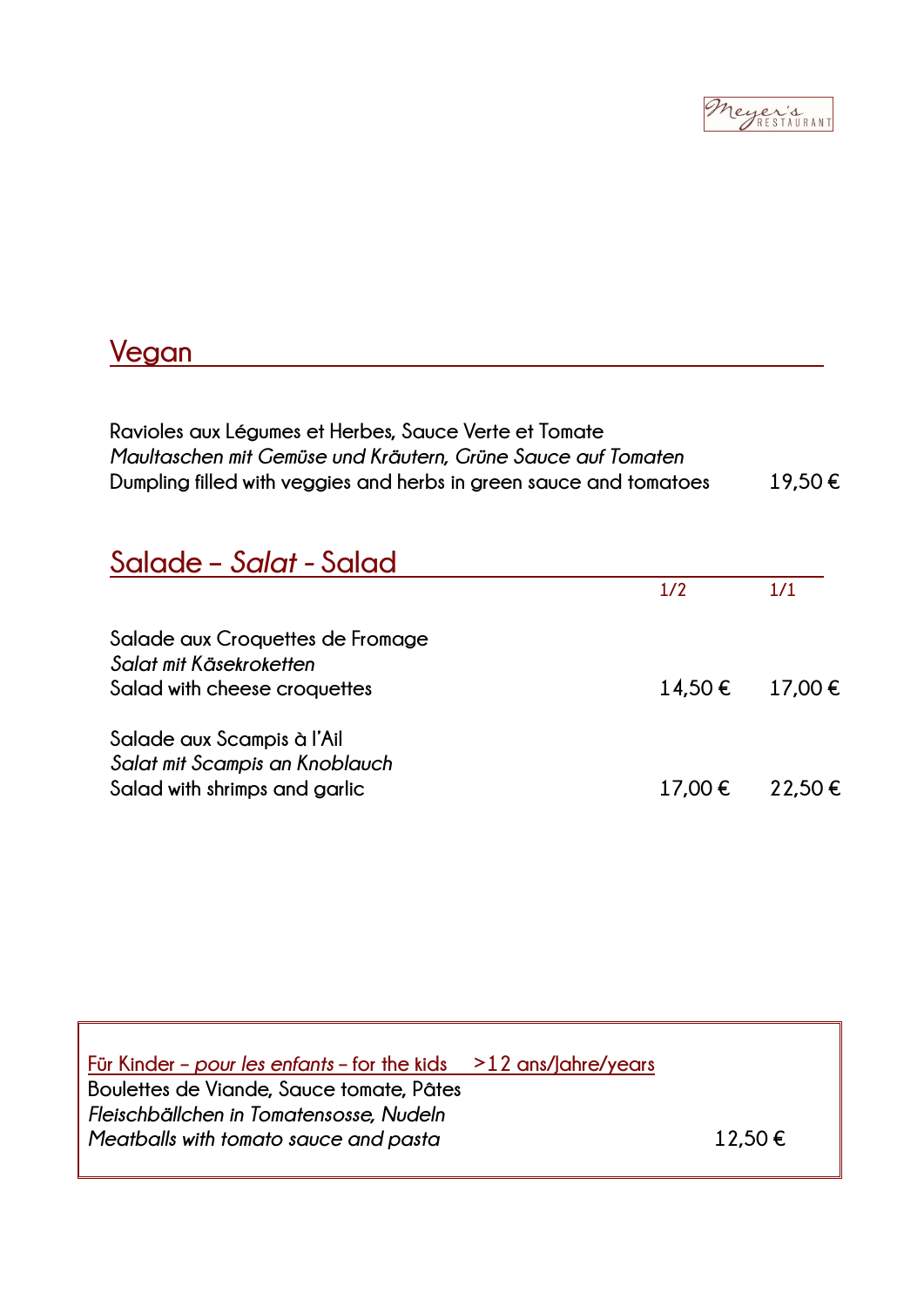## Vegan

Ravioles aux Légumes et Herbes, Sauce Verte et Tomate
*Maultaschen mit Gemüse und Kräutern, Grüne Sauce auf Tomaten*
Dumpling filled with veggies and herbs in green sauce and tomatoes 19,50 €

## Salade – *Salat* - Salad

| | 1/2 | 1/1 |
|---|---|---|
| Salade aux Croquettes de Fromage<br>*Salat mit Käsekroketten*<br>Salad with cheese croquettes | 14,50 € | 17,00 € |
| Salade aux Scampis à l'Ail<br>*Salat mit Scampis an Knoblauch*<br>Salad with shrimps and garlic | 17,00 € | 22,50 € |

Für Kinder – *pour les enfants* – for the kids >12 ans/Jahre/years

Boulettes de Viande, Sauce tomate, Pâtes
*Fleischbällchen in Tomatensosse, Nudeln*
*Meatballs with tomato sauce and pasta* 12,50 €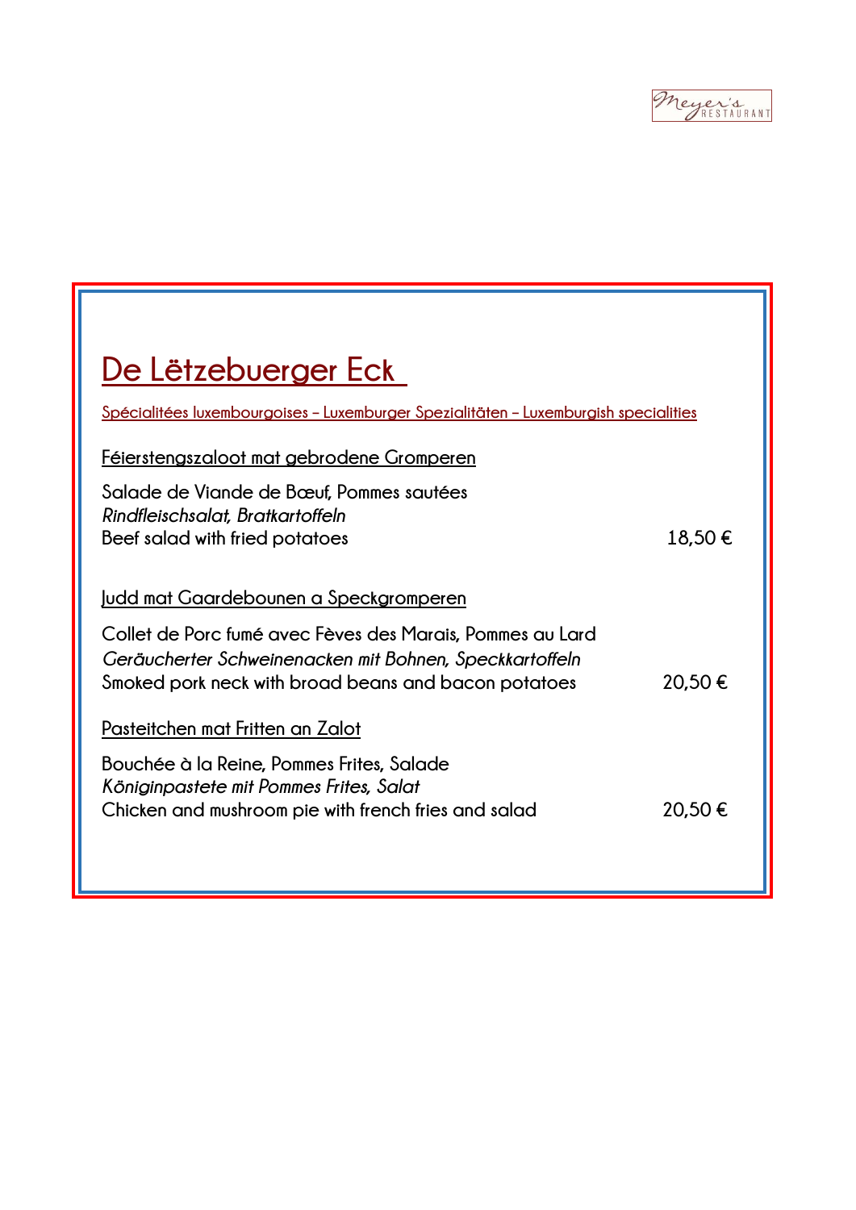# De Lëtzebuerger Eck

Spécialitées luxembourgoises – Luxemburger Spezialitäten – Luxemburgish specialities

### Féierstengszaloot mat gebrodene Gromperen

Salade de Viande de Bœuf, Pommes sautées
*Rindfleischsalat, Bratkartoffeln*
Beef salad with fried potatoes — 18,50 €

### Judd mat Gaardebounen a Speckgromperen

Collet de Porc fumé avec Fèves des Marais, Pommes au Lard
*Geräucherter Schweinenacken mit Bohnen, Speckkartoffeln*
Smoked pork neck with broad beans and bacon potatoes — 20,50 €

### Pasteitchen mat Fritten an Zalot

Bouchée à la Reine, Pommes Frites, Salade
*Königinpastete mit Pommes Frites, Salat*
Chicken and mushroom pie with french fries and salad — 20,50 €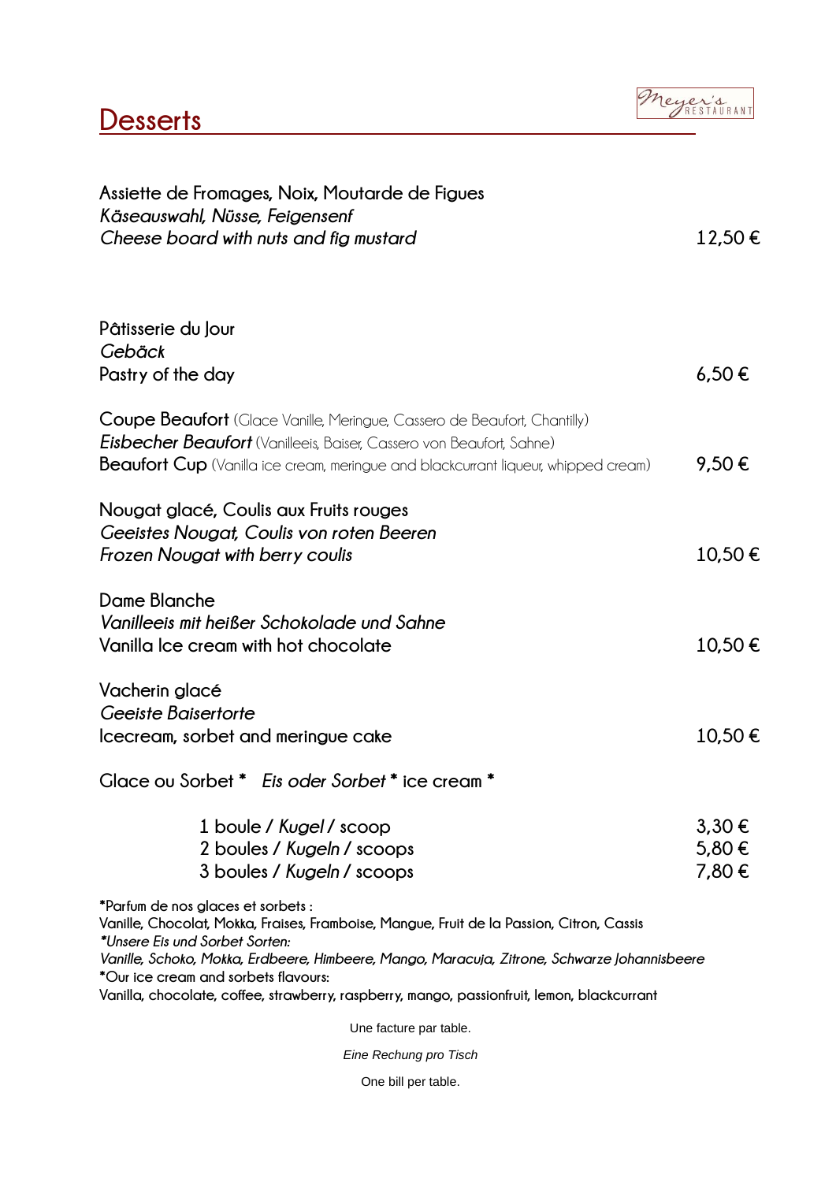# Desserts

Meyer's Restaurant

Assiette de Fromages, Noix, Moutarde de Figues
*Käseauswahl, Nüsse, Feigensenf*
*Cheese board with nuts and fig mustard* 12,50 €

Pâtisserie du Jour
*Gebäck*
Pastry of the day 6,50 €

**Coupe Beaufort** (Glace Vanille, Meringue, Cassero de Beaufort, Chantilly)
***Eisbecher Beaufort*** *(Vanilleeis, Baiser, Cassero von Beaufort, Sahne)*
**Beaufort Cup** (Vanilla ice cream, meringue and blackcurrant liqueur, whipped cream) 9,50 €

Nougat glacé, Coulis aux Fruits rouges
*Geeistes Nougat, Coulis von roten Beeren*
*Frozen Nougat with berry coulis* 10,50 €

Dame Blanche
*Vanilleeis mit heißer Schokolade und Sahne*
Vanilla Ice cream with hot chocolate 10,50 €

Vacherin glacé
*Geeiste Baisertorte*
Icecream, sorbet and meringue cake 10,50 €

Glace ou Sorbet * *Eis oder Sorbet* * ice cream *

| | |
|---|---|
| 1 boule / *Kugel* / scoop | 3,30 € |
| 2 boules / *Kugeln* / scoops | 5,80 € |
| 3 boules / *Kugeln* / scoops | 7,80 € |

*Parfum de nos glaces et sorbets :
Vanille, Chocolat, Mokka, Fraises, Framboise, Mangue, Fruit de la Passion, Citron, Cassis
*\*Unsere Eis und Sorbet Sorten:*
*Vanille, Schoko, Mokka, Erdbeere, Himbeere, Mango, Maracuja, Zitrone, Schwarze Johannisbeere*
*Our ice cream and sorbets flavours:
Vanilla, chocolate, coffee, strawberry, raspberry, mango, passionfruit, lemon, blackcurrant

Une facture par table.

*Eine Rechung pro Tisch*

One bill per table.